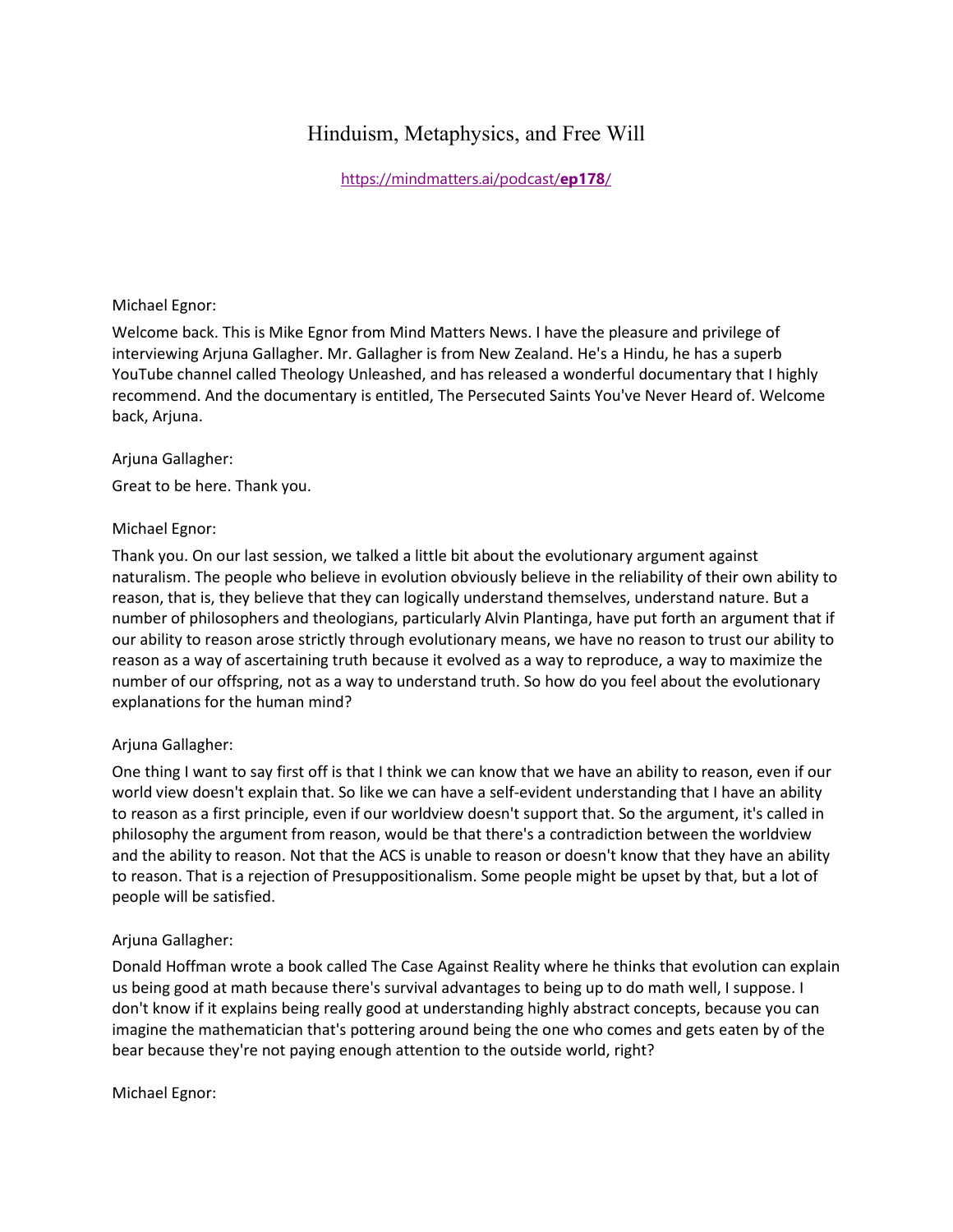# Hinduism, Metaphysics, and Free Will

https://mindmatters.ai/podcast/**ep178**/

Michael Egnor:

Welcome back. This is Mike Egnor from Mind Matters News. I have the pleasure and privilege of interviewing Arjuna Gallagher. Mr. Gallagher is from New Zealand. He's a Hindu, he has a superb YouTube channel called Theology Unleashed, and has released a wonderful documentary that I highly recommend. And the documentary is entitled, The Persecuted Saints You've Never Heard of. Welcome back, Arjuna.

Arjuna Gallagher:

Great to be here. Thank you.

Michael Egnor:

Thank you. On our last session, we talked a little bit about the evolutionary argument against naturalism. The people who believe in evolution obviously believe in the reliability of their own ability to reason, that is, they believe that they can logically understand themselves, understand nature. But a number of philosophers and theologians, particularly Alvin Plantinga, have put forth an argument that if our ability to reason arose strictly through evolutionary means, we have no reason to trust our ability to reason as a way of ascertaining truth because it evolved as a way to reproduce, a way to maximize the number of our offspring, not as a way to understand truth. So how do you feel about the evolutionary explanations for the human mind?

Arjuna Gallagher:

One thing I want to say first off is that I think we can know that we have an ability to reason, even if our world view doesn't explain that. So like we can have a self-evident understanding that I have an ability to reason as a first principle, even if our worldview doesn't support that. So the argument, it's called in philosophy the argument from reason, would be that there's a contradiction between the worldview and the ability to reason. Not that the ACS is unable to reason or doesn't know that they have an ability to reason. That is a rejection of Presuppositionalism. Some people might be upset by that, but a lot of people will be satisfied.

Arjuna Gallagher:

Donald Hoffman wrote a book called The Case Against Reality where he thinks that evolution can explain us being good at math because there's survival advantages to being up to do math well, I suppose. I don't know if it explains being really good at understanding highly abstract concepts, because you can imagine the mathematician that's pottering around being the one who comes and gets eaten by of the bear because they're not paying enough attention to the outside world, right?

Michael Egnor: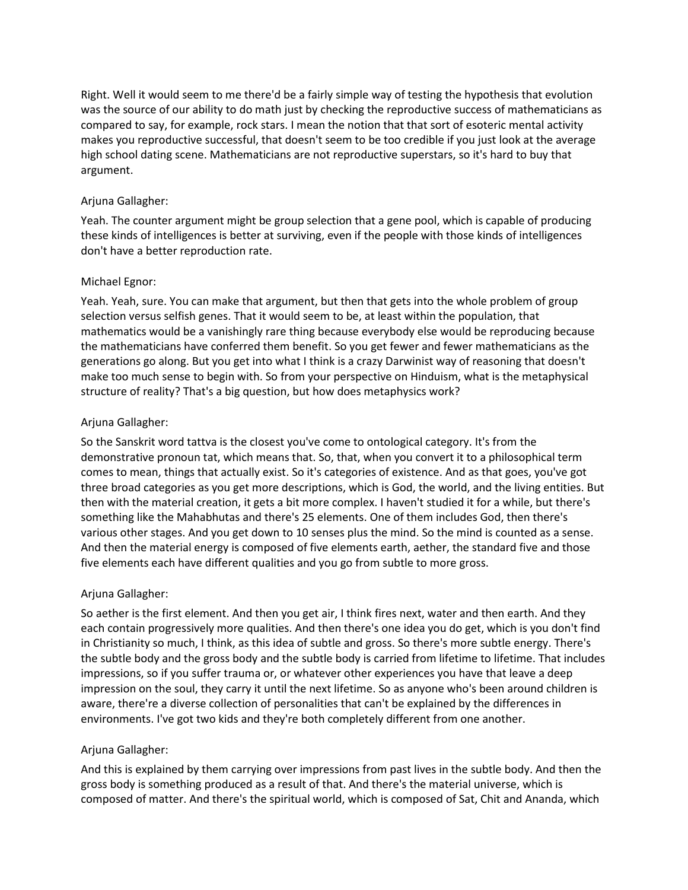Right. Well it would seem to me there'd be a fairly simple way of testing the hypothesis that evolution was the source of our ability to do math just by checking the reproductive success of mathematicians as compared to say, for example, rock stars. I mean the notion that that sort of esoteric mental activity makes you reproductive successful, that doesn't seem to be too credible if you just look at the average high school dating scene. Mathematicians are not reproductive superstars, so it's hard to buy that argument.

Arjuna Gallagher:

Yeah. The counter argument might be group selection that a gene pool, which is capable of producing these kinds of intelligences is better at surviving, even if the people with those kinds of intelligences don't have a better reproduction rate.

Michael Egnor:

Yeah. Yeah, sure. You can make that argument, but then that gets into the whole problem of group selection versus selfish genes. That it would seem to be, at least within the population, that mathematics would be a vanishingly rare thing because everybody else would be reproducing because the mathematicians have conferred them benefit. So you get fewer and fewer mathematicians as the generations go along. But you get into what I think is a crazy Darwinist way of reasoning that doesn't make too much sense to begin with. So from your perspective on Hinduism, what is the metaphysical structure of reality? That's a big question, but how does metaphysics work?

Arjuna Gallagher:

So the Sanskrit word tattva is the closest you've come to ontological category. It's from the demonstrative pronoun tat, which means that. So, that, when you convert it to a philosophical term comes to mean, things that actually exist. So it's categories of existence. And as that goes, you've got three broad categories as you get more descriptions, which is God, the world, and the living entities. But then with the material creation, it gets a bit more complex. I haven't studied it for a while, but there's something like the Mahabhutas and there's 25 elements. One of them includes God, then there's various other stages. And you get down to 10 senses plus the mind. So the mind is counted as a sense. And then the material energy is composed of five elements earth, aether, the standard five and those five elements each have different qualities and you go from subtle to more gross.

Arjuna Gallagher:

So aether is the first element. And then you get air, I think fires next, water and then earth. And they each contain progressively more qualities. And then there's one idea you do get, which is you don't find in Christianity so much, I think, as this idea of subtle and gross. So there's more subtle energy. There's the subtle body and the gross body and the subtle body is carried from lifetime to lifetime. That includes impressions, so if you suffer trauma or, or whatever other experiences you have that leave a deep impression on the soul, they carry it until the next lifetime. So as anyone who's been around children is aware, there're a diverse collection of personalities that can't be explained by the differences in environments. I've got two kids and they're both completely different from one another.

Arjuna Gallagher:

And this is explained by them carrying over impressions from past lives in the subtle body. And then the gross body is something produced as a result of that. And there's the material universe, which is composed of matter. And there's the spiritual world, which is composed of Sat, Chit and Ananda, which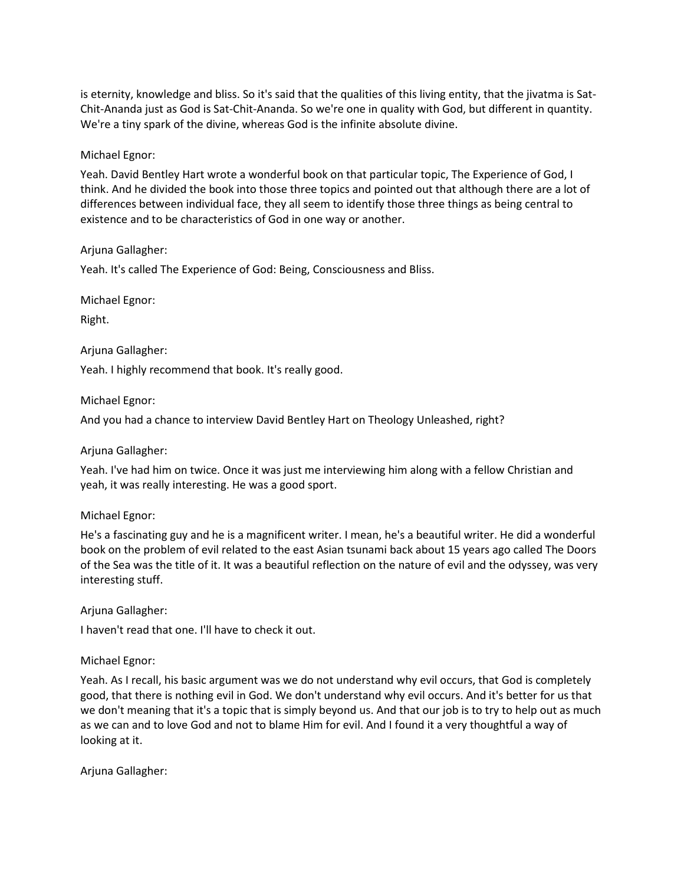is eternity, knowledge and bliss. So it's said that the qualities of this living entity, that the jivatma is Sat-Chit-Ananda just as God is Sat-Chit-Ananda. So we're one in quality with God, but different in quantity. We're a tiny spark of the divine, whereas God is the infinite absolute divine.

Michael Egnor:

Yeah. David Bentley Hart wrote a wonderful book on that particular topic, The Experience of God, I think. And he divided the book into those three topics and pointed out that although there are a lot of differences between individual face, they all seem to identify those three things as being central to existence and to be characteristics of God in one way or another.

Arjuna Gallagher:

Yeah. It's called The Experience of God: Being, Consciousness and Bliss.

Michael Egnor:

Right.

Arjuna Gallagher:

Yeah. I highly recommend that book. It's really good.

Michael Egnor:

And you had a chance to interview David Bentley Hart on Theology Unleashed, right?

Arjuna Gallagher:

Yeah. I've had him on twice. Once it was just me interviewing him along with a fellow Christian and yeah, it was really interesting. He was a good sport.

Michael Egnor:

He's a fascinating guy and he is a magnificent writer. I mean, he's a beautiful writer. He did a wonderful book on the problem of evil related to the east Asian tsunami back about 15 years ago called The Doors of the Sea was the title of it. It was a beautiful reflection on the nature of evil and the odyssey, was very interesting stuff.

Arjuna Gallagher:

I haven't read that one. I'll have to check it out.

Michael Egnor:

Yeah. As I recall, his basic argument was we do not understand why evil occurs, that God is completely good, that there is nothing evil in God. We don't understand why evil occurs. And it's better for us that we don't meaning that it's a topic that is simply beyond us. And that our job is to try to help out as much as we can and to love God and not to blame Him for evil. And I found it a very thoughtful a way of looking at it.

Arjuna Gallagher: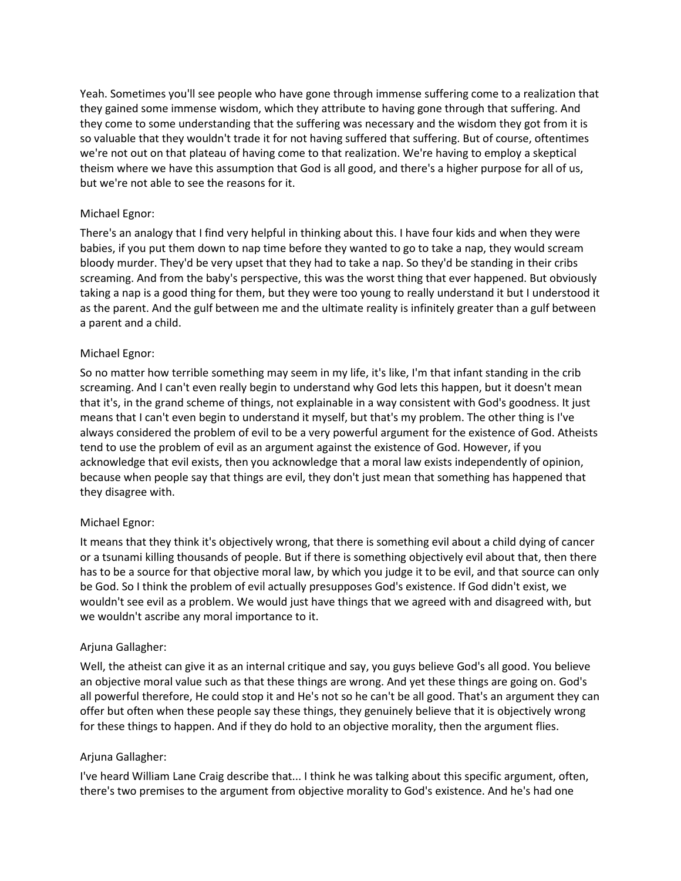Yeah. Sometimes you'll see people who have gone through immense suffering come to a realization that they gained some immense wisdom, which they attribute to having gone through that suffering. And they come to some understanding that the suffering was necessary and the wisdom they got from it is so valuable that they wouldn't trade it for not having suffered that suffering. But of course, oftentimes we're not out on that plateau of having come to that realization. We're having to employ a skeptical theism where we have this assumption that God is all good, and there's a higher purpose for all of us, but we're not able to see the reasons for it.

Michael Egnor:

There's an analogy that I find very helpful in thinking about this. I have four kids and when they were babies, if you put them down to nap time before they wanted to go to take a nap, they would scream bloody murder. They'd be very upset that they had to take a nap. So they'd be standing in their cribs screaming. And from the baby's perspective, this was the worst thing that ever happened. But obviously taking a nap is a good thing for them, but they were too young to really understand it but I understood it as the parent. And the gulf between me and the ultimate reality is infinitely greater than a gulf between a parent and a child.

Michael Egnor:

So no matter how terrible something may seem in my life, it's like, I'm that infant standing in the crib screaming. And I can't even really begin to understand why God lets this happen, but it doesn't mean that it's, in the grand scheme of things, not explainable in a way consistent with God's goodness. It just means that I can't even begin to understand it myself, but that's my problem. The other thing is I've always considered the problem of evil to be a very powerful argument for the existence of God. Atheists tend to use the problem of evil as an argument against the existence of God. However, if you acknowledge that evil exists, then you acknowledge that a moral law exists independently of opinion, because when people say that things are evil, they don't just mean that something has happened that they disagree with.

Michael Egnor:

It means that they think it's objectively wrong, that there is something evil about a child dying of cancer or a tsunami killing thousands of people. But if there is something objectively evil about that, then there has to be a source for that objective moral law, by which you judge it to be evil, and that source can only be God. So I think the problem of evil actually presupposes God's existence. If God didn't exist, we wouldn't see evil as a problem. We would just have things that we agreed with and disagreed with, but we wouldn't ascribe any moral importance to it.

Arjuna Gallagher:

Well, the atheist can give it as an internal critique and say, you guys believe God's all good. You believe an objective moral value such as that these things are wrong. And yet these things are going on. God's all powerful therefore, He could stop it and He's not so he can't be all good. That's an argument they can offer but often when these people say these things, they genuinely believe that it is objectively wrong for these things to happen. And if they do hold to an objective morality, then the argument flies.

Arjuna Gallagher:

I've heard William Lane Craig describe that... I think he was talking about this specific argument, often, there's two premises to the argument from objective morality to God's existence. And he's had one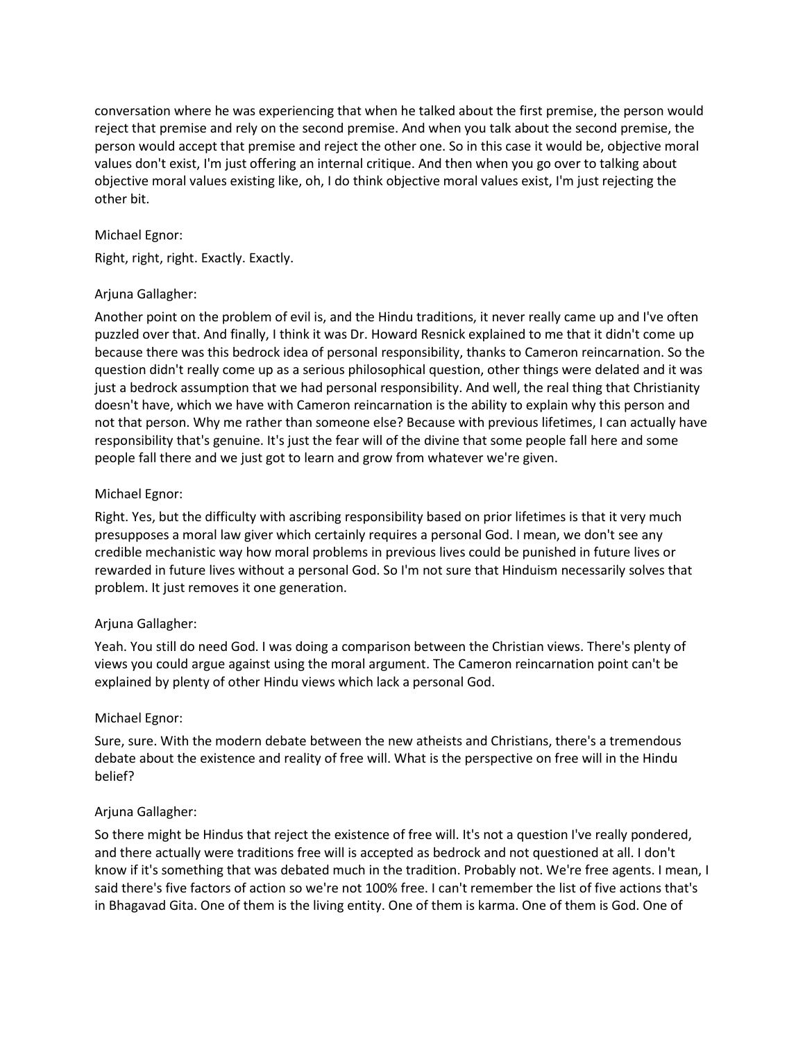conversation where he was experiencing that when he talked about the first premise, the person would reject that premise and rely on the second premise. And when you talk about the second premise, the person would accept that premise and reject the other one. So in this case it would be, objective moral values don't exist, I'm just offering an internal critique. And then when you go over to talking about objective moral values existing like, oh, I do think objective moral values exist, I'm just rejecting the other bit.

Michael Egnor:

Right, right, right. Exactly. Exactly.

Arjuna Gallagher:

Another point on the problem of evil is, and the Hindu traditions, it never really came up and I've often puzzled over that. And finally, I think it was Dr. Howard Resnick explained to me that it didn't come up because there was this bedrock idea of personal responsibility, thanks to Cameron reincarnation. So the question didn't really come up as a serious philosophical question, other things were delated and it was just a bedrock assumption that we had personal responsibility. And well, the real thing that Christianity doesn't have, which we have with Cameron reincarnation is the ability to explain why this person and not that person. Why me rather than someone else? Because with previous lifetimes, I can actually have responsibility that's genuine. It's just the fear will of the divine that some people fall here and some people fall there and we just got to learn and grow from whatever we're given.

Michael Egnor:

Right. Yes, but the difficulty with ascribing responsibility based on prior lifetimes is that it very much presupposes a moral law giver which certainly requires a personal God. I mean, we don't see any credible mechanistic way how moral problems in previous lives could be punished in future lives or rewarded in future lives without a personal God. So I'm not sure that Hinduism necessarily solves that problem. It just removes it one generation.

Arjuna Gallagher:

Yeah. You still do need God. I was doing a comparison between the Christian views. There's plenty of views you could argue against using the moral argument. The Cameron reincarnation point can't be explained by plenty of other Hindu views which lack a personal God.

Michael Egnor:

Sure, sure. With the modern debate between the new atheists and Christians, there's a tremendous debate about the existence and reality of free will. What is the perspective on free will in the Hindu belief?

Arjuna Gallagher:

So there might be Hindus that reject the existence of free will. It's not a question I've really pondered, and there actually were traditions free will is accepted as bedrock and not questioned at all. I don't know if it's something that was debated much in the tradition. Probably not. We're free agents. I mean, I said there's five factors of action so we're not 100% free. I can't remember the list of five actions that's in Bhagavad Gita. One of them is the living entity. One of them is karma. One of them is God. One of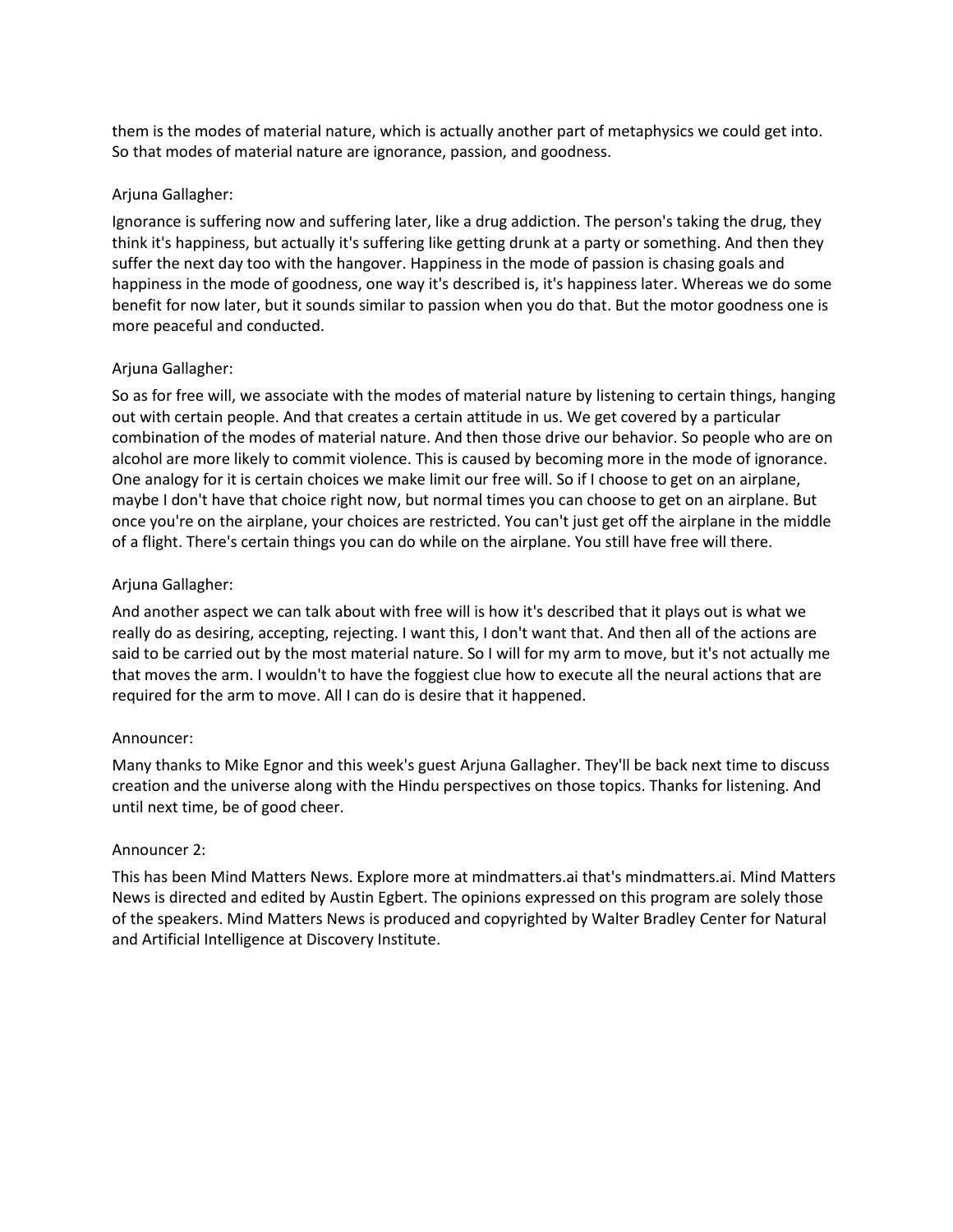them is the modes of material nature, which is actually another part of metaphysics we could get into. So that modes of material nature are ignorance, passion, and goodness.

Arjuna Gallagher:

Ignorance is suffering now and suffering later, like a drug addiction. The person's taking the drug, they think it's happiness, but actually it's suffering like getting drunk at a party or something. And then they suffer the next day too with the hangover. Happiness in the mode of passion is chasing goals and happiness in the mode of goodness, one way it's described is, it's happiness later. Whereas we do some benefit for now later, but it sounds similar to passion when you do that. But the motor goodness one is more peaceful and conducted.

Arjuna Gallagher:

So as for free will, we associate with the modes of material nature by listening to certain things, hanging out with certain people. And that creates a certain attitude in us. We get covered by a particular combination of the modes of material nature. And then those drive our behavior. So people who are on alcohol are more likely to commit violence. This is caused by becoming more in the mode of ignorance. One analogy for it is certain choices we make limit our free will. So if I choose to get on an airplane, maybe I don't have that choice right now, but normal times you can choose to get on an airplane. But once you're on the airplane, your choices are restricted. You can't just get off the airplane in the middle of a flight. There's certain things you can do while on the airplane. You still have free will there.

Arjuna Gallagher:

And another aspect we can talk about with free will is how it's described that it plays out is what we really do as desiring, accepting, rejecting. I want this, I don't want that. And then all of the actions are said to be carried out by the most material nature. So I will for my arm to move, but it's not actually me that moves the arm. I wouldn't to have the foggiest clue how to execute all the neural actions that are required for the arm to move. All I can do is desire that it happened.

Announcer:

Many thanks to Mike Egnor and this week's guest Arjuna Gallagher. They'll be back next time to discuss creation and the universe along with the Hindu perspectives on those topics. Thanks for listening. And until next time, be of good cheer.

Announcer 2:

This has been Mind Matters News. Explore more at mindmatters.ai that's mindmatters.ai. Mind Matters News is directed and edited by Austin Egbert. The opinions expressed on this program are solely those of the speakers. Mind Matters News is produced and copyrighted by Walter Bradley Center for Natural and Artificial Intelligence at Discovery Institute.